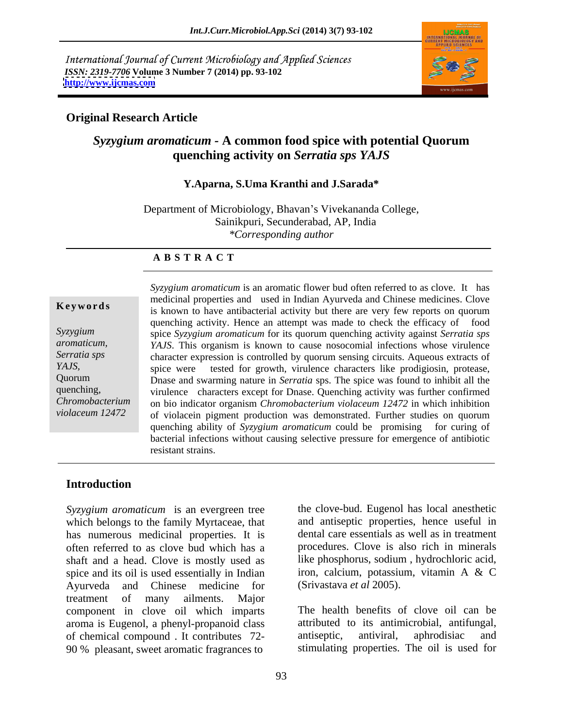International Journal of Current Microbiology and Applied Sciences
*ISSN: 2319-7706* **Volume 3 Number 7 (2014) pp. 93-102**
**http://www.ijcmas.com**

**Original Research Article**

# *Syzygium aromaticum* - A common food spice with potential Quorum quenching activity on *Serratia sps YAJS*

**Y.Aparna, S.Uma Kranthi and J.Sarada***

Department of Microbiology, Bhavan's Vivekananda College, Sainikpuri, Secunderabad, AP, India
*\*Corresponding author*

**A B S T R A C T**

**Keywords**

*Syzygium aromaticum, Serratia sps YAJS,* Quorum quenching, *Chromobacterium violaceum 12472*

*Syzygium aromaticum* is an aromatic flower bud often referred to as clove. It has medicinal properties and used in Indian Ayurveda and Chinese medicines. Clove is known to have antibacterial activity but there are very few reports on quorum quenching activity. Hence an attempt was made to check the efficacy of food spice *Syzygium aromaticum* for its quorum quenching activity against *Serratia sps YAJS*. This organism is known to cause nosocomial infections whose virulence character expression is controlled by quorum sensing circuits. Aqueous extracts of spice were tested for growth, virulence characters like prodigiosin, protease, Dnase and swarming nature in *Serratia* sps. The spice was found to inhibit all the virulence characters except for Dnase. Quenching activity was further confirmed on bio indicator organism *Chromobacterium violaceum 12472* in which inhibition of violacein pigment production was demonstrated. Further studies on quorum quenching ability of *Syzygium aromaticum* could be promising for curing of bacterial infections without causing selective pressure for emergence of antibiotic resistant strains.

## Introduction

*Syzygium aromaticum* is an evergreen tree which belongs to the family Myrtaceae, that has numerous medicinal properties. It is often referred to as clove bud which has a shaft and a head. Clove is mostly used as spice and its oil is used essentially in Indian Ayurveda and Chinese medicine for treatment of many ailments. Major component in clove oil which imparts aroma is Eugenol, a phenyl-propanoid class of chemical compound . It contributes 72-90 % pleasant, sweet aromatic fragrances to the clove-bud. Eugenol has local anesthetic and antiseptic properties, hence useful in dental care essentials as well as in treatment procedures. Clove is also rich in minerals like phosphorus, sodium , hydrochloric acid, iron, calcium, potassium, vitamin A & C (Srivastava *et al* 2005).

The health benefits of clove oil can be attributed to its antimicrobial, antifungal, antiseptic, antiviral, aphrodisiac and stimulating properties. The oil is used for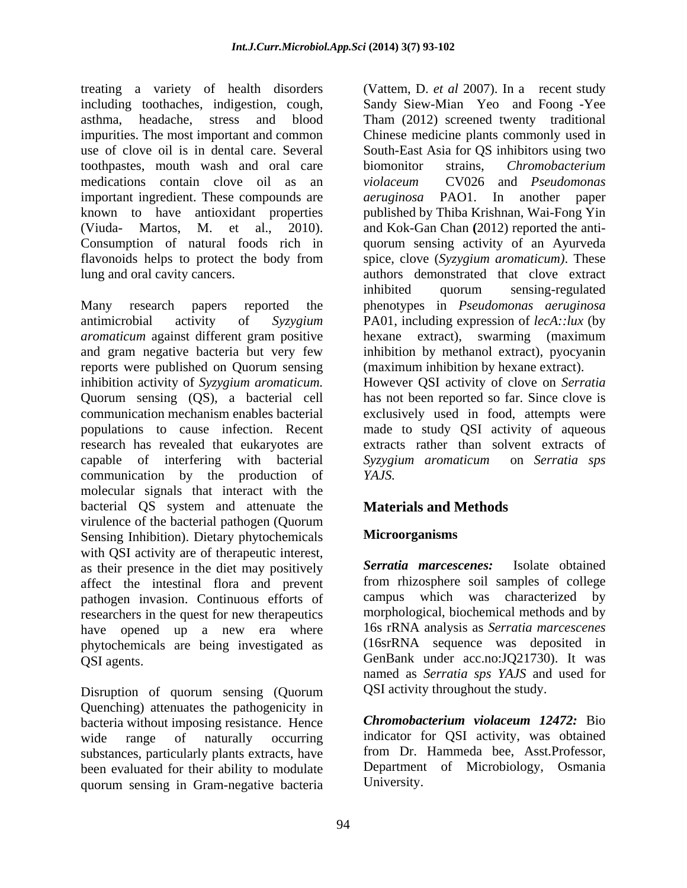treating a variety of health disorders including toothaches, indigestion, cough, asthma, headache, stress and blood impurities. The most important and common use of clove oil is in dental care. Several toothpastes, mouth wash and oral care medications contain clove oil as an important ingredient. These compounds are known to have antioxidant properties (Viuda- Martos, M. et al., 2010). Consumption of natural foods rich in flavonoids helps to protect the body from lung and oral cavity cancers.

Many research papers reported the antimicrobial activity of *Syzygium aromaticum* against different gram positive and gram negative bacteria but very few reports were published on Quorum sensing inhibition activity of *Syzygium aromaticum.* Quorum sensing (QS), a bacterial cell communication mechanism enables bacterial populations to cause infection. Recent research has revealed that eukaryotes are capable of interfering with bacterial communication by the production of molecular signals that interact with the bacterial QS system and attenuate the virulence of the bacterial pathogen (Quorum Sensing Inhibition). Dietary phytochemicals with QSI activity are of therapeutic interest, as their presence in the diet may positively affect the intestinal flora and prevent pathogen invasion. Continuous efforts of researchers in the quest for new therapeutics have opened up a new era where phytochemicals are being investigated as QSI agents.

Disruption of quorum sensing (Quorum Quenching) attenuates the pathogenicity in bacteria without imposing resistance. Hence wide range of naturally occurring substances, particularly plants extracts, have been evaluated for their ability to modulate quorum sensing in Gram-negative bacteria (Vattem, D. *et al* 2007). In a recent study Sandy Siew-Mian Yeo and Foong -Yee Tham (2012) screened twenty traditional Chinese medicine plants commonly used in South-East Asia for QS inhibitors using two biomonitor strains, *Chromobacterium violaceum* CV026 and *Pseudomonas aeruginosa* PAO1. In another paper published by Thiba Krishnan, Wai-Fong Yin and Kok-Gan Chan (2012) reported the anti-quorum sensing activity of an Ayurveda spice, clove (*Syzygium aromaticum)*. These authors demonstrated that clove extract inhibited quorum sensing-regulated phenotypes in *Pseudomonas aeruginosa* PA01, including expression of *lecA::lux* (by hexane extract), swarming (maximum inhibition by methanol extract), pyocyanin (maximum inhibition by hexane extract).

However QSI activity of clove on *Serratia* has not been reported so far. Since clove is exclusively used in food, attempts were made to study QSI activity of aqueous extracts rather than solvent extracts of *Syzygium aromaticum* on *Serratia sps YAJS.*

## Materials and Methods

### Microorganisms

***Serratia marcescenes:*** Isolate obtained from rhizosphere soil samples of college campus which was characterized by morphological, biochemical methods and by 16s rRNA analysis as *Serratia marcescenes* (16srRNA sequence was deposited in GenBank under acc.no:JQ21730). It was named as *Serratia sps YAJS* and used for QSI activity throughout the study.

***Chromobacterium violaceum 12472:*** Bio indicator for QSI activity, was obtained from Dr. Hammeda bee, Asst.Professor, Department of Microbiology, Osmania University.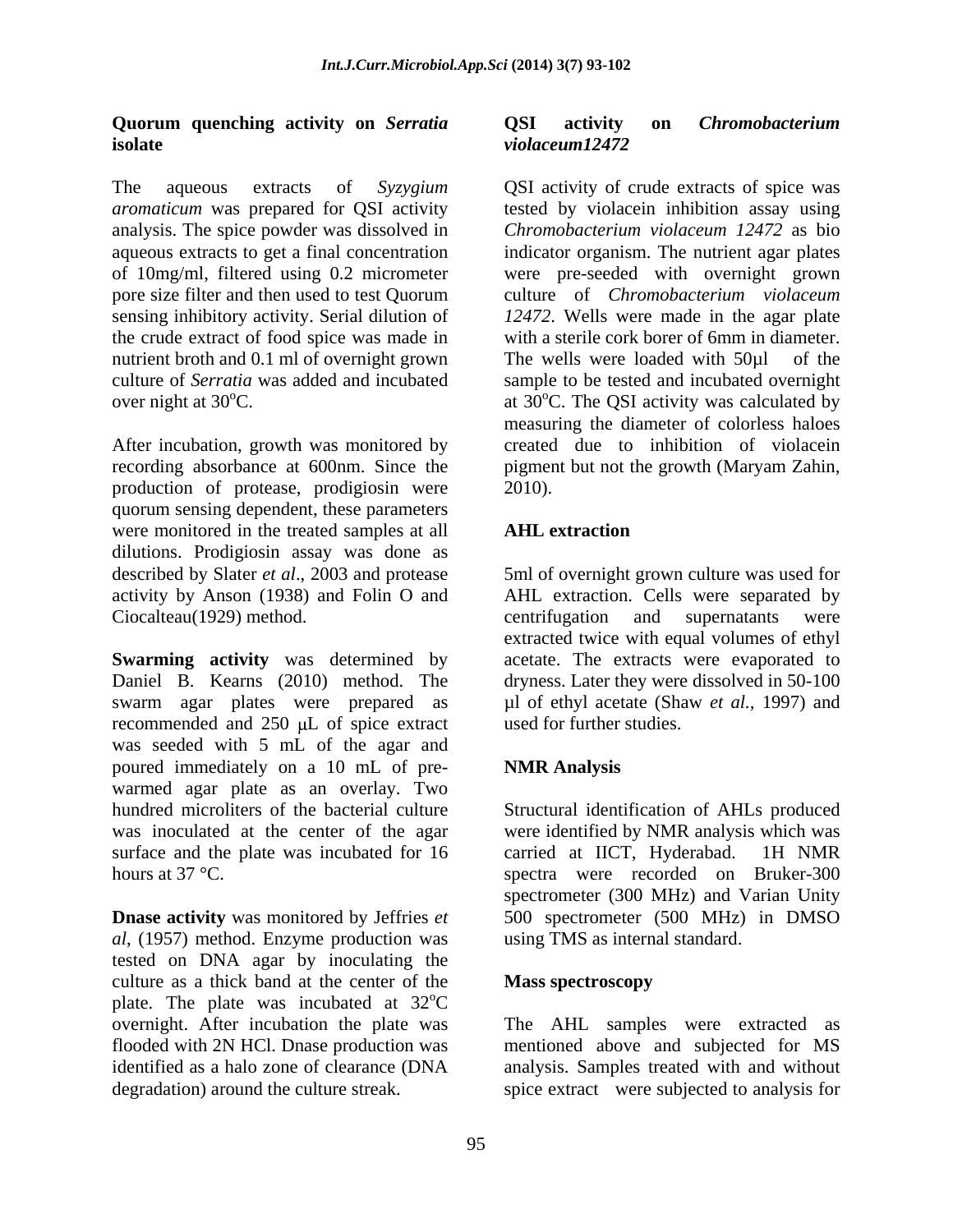**Quorum quenching activity on *Serratia* isolate**

The aqueous extracts of *Syzygium aromaticum* was prepared for QSI activity analysis. The spice powder was dissolved in aqueous extracts to get a final concentration of 10mg/ml, filtered using 0.2 micrometer pore size filter and then used to test Quorum sensing inhibitory activity. Serial dilution of the crude extract of food spice was made in nutrient broth and 0.1 ml of overnight grown culture of *Serratia* was added and incubated over night at 30$^o$C.

After incubation, growth was monitored by recording absorbance at 600nm. Since the production of protease, prodigiosin were quorum sensing dependent, these parameters were monitored in the treated samples at all dilutions. Prodigiosin assay was done as described by Slater *et al*., 2003 and protease activity by Anson (1938) and Folin O and Ciocalteau(1929) method.

**Swarming activity** was determined by Daniel B. Kearns (2010) method. The swarm agar plates were prepared as recommended and 250 μL of spice extract was seeded with 5 mL of the agar and poured immediately on a 10 mL of pre-warmed agar plate as an overlay. Two hundred microliters of the bacterial culture was inoculated at the center of the agar surface and the plate was incubated for 16 hours at 37 °C.

**Dnase activity** was monitored by Jeffries *et al*, (1957) method. Enzyme production was tested on DNA agar by inoculating the culture as a thick band at the center of the plate. The plate was incubated at 32$^o$C overnight. After incubation the plate was flooded with 2N HCl. Dnase production was identified as a halo zone of clearance (DNA degradation) around the culture streak.

**QSI activity on *Chromobacterium violaceum12472***

QSI activity of crude extracts of spice was tested by violacein inhibition assay using *Chromobacterium violaceum 12472* as bio indicator organism. The nutrient agar plates were pre-seeded with overnight grown culture of *Chromobacterium violaceum 12472*. Wells were made in the agar plate with a sterile cork borer of 6mm in diameter. The wells were loaded with 50μl of the sample to be tested and incubated overnight at 30$^o$C. The QSI activity was calculated by measuring the diameter of colorless haloes created due to inhibition of violacein pigment but not the growth (Maryam Zahin, 2010).

**AHL extraction**

5ml of overnight grown culture was used for AHL extraction. Cells were separated by centrifugation and supernatants were extracted twice with equal volumes of ethyl acetate. The extracts were evaporated to dryness. Later they were dissolved in 50-100 μl of ethyl acetate (Shaw *et al.*, 1997) and used for further studies.

**NMR Analysis**

Structural identification of AHLs produced were identified by NMR analysis which was carried at IICT, Hyderabad. 1H NMR spectra were recorded on Bruker-300 spectrometer (300 MHz) and Varian Unity 500 spectrometer (500 MHz) in DMSO using TMS as internal standard.

**Mass spectroscopy**

The AHL samples were extracted as mentioned above and subjected for MS analysis. Samples treated with and without spice extract were subjected to analysis for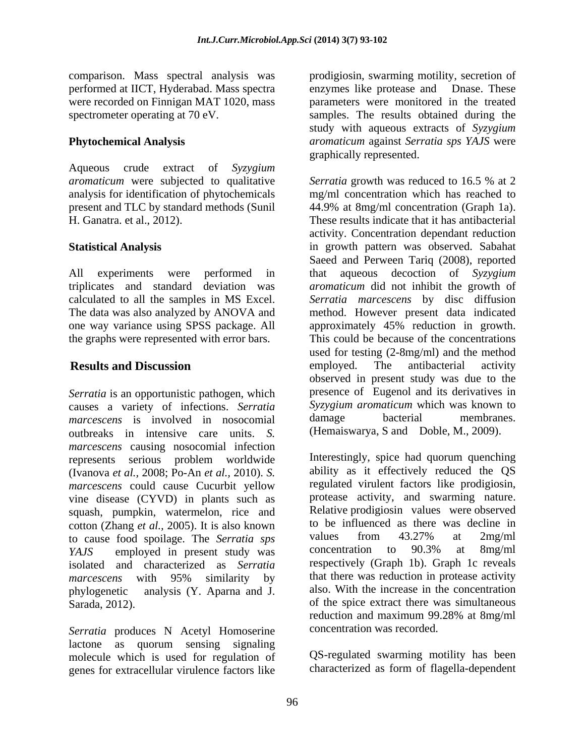comparison. Mass spectral analysis was performed at IICT, Hyderabad. Mass spectra were recorded on Finnigan MAT 1020, mass spectrometer operating at 70 eV.

### Phytochemical Analysis

Aqueous crude extract of *Syzygium aromaticum* were subjected to qualitative analysis for identification of phytochemicals present and TLC by standard methods (Sunil H. Ganatra. et al., 2012).

### Statistical Analysis

All experiments were performed in triplicates and standard deviation was calculated to all the samples in MS Excel. The data was also analyzed by ANOVA and one way variance using SPSS package. All the graphs were represented with error bars.

## Results and Discussion

*Serratia* is an opportunistic pathogen, which causes a variety of infections. *Serratia marcescens* is involved in nosocomial outbreaks in intensive care units. *S. marcescens* causing nosocomial infection represents serious problem worldwide (Ivanova *et al.,* 2008; Po-An *et al.,* 2010). *S. marcescens* could cause Cucurbit yellow vine disease (CYVD) in plants such as squash, pumpkin, watermelon, rice and cotton (Zhang *et al.,* 2005). It is also known to cause food spoilage. The *Serratia sps YAJS* employed in present study was isolated and characterized as *Serratia marcescens* with 95% similarity by phylogenetic analysis (Y. Aparna and J. Sarada, 2012).

*Serratia* produces N Acetyl Homoserine lactone as quorum sensing signaling molecule which is used for regulation of genes for extracellular virulence factors like prodigiosin, swarming motility, secretion of enzymes like protease and Dnase. These parameters were monitored in the treated samples. The results obtained during the study with aqueous extracts of *Syzygium aromaticum* against *Serratia sps YAJS* were graphically represented.

*Serratia* growth was reduced to 16.5 % at 2 mg/ml concentration which has reached to 44.9% at 8mg/ml concentration (Graph 1a). These results indicate that it has antibacterial activity. Concentration dependant reduction in growth pattern was observed. Sabahat Saeed and Perween Tariq (2008), reported that aqueous decoction of *Syzygium aromaticum* did not inhibit the growth of *Serratia marcescens* by disc diffusion method. However present data indicated approximately 45% reduction in growth. This could be because of the concentrations used for testing (2-8mg/ml) and the method employed. The antibacterial activity observed in present study was due to the presence of Eugenol and its derivatives in *Syzygium aromaticum* which was known to damage bacterial membranes. (Hemaiswarya, S and Doble, M., 2009).

Interestingly, spice had quorum quenching ability as it effectively reduced the QS regulated virulent factors like prodigiosin, protease activity, and swarming nature. Relative prodigiosin values were observed to be influenced as there was decline in values from 43.27% at 2mg/ml concentration to 90.3% at 8mg/ml respectively (Graph 1b). Graph 1c reveals that there was reduction in protease activity also. With the increase in the concentration of the spice extract there was simultaneous reduction and maximum 99.28% at 8mg/ml concentration was recorded.

QS-regulated swarming motility has been characterized as form of flagella-dependent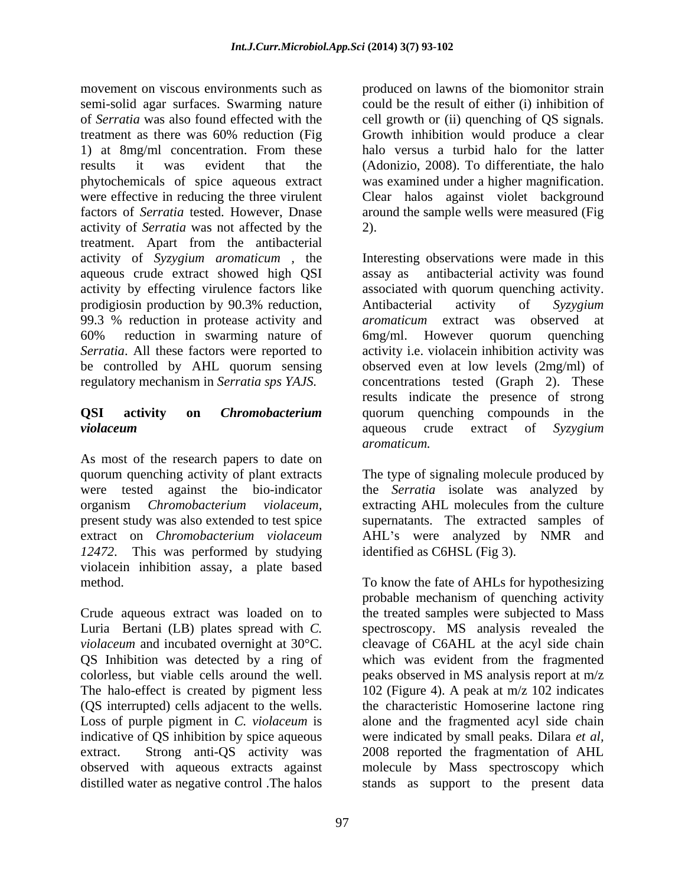movement on viscous environments such as semi-solid agar surfaces. Swarming nature of *Serratia* was also found effected with the treatment as there was 60% reduction (Fig 1) at 8mg/ml concentration. From these results it was evident that the phytochemicals of spice aqueous extract were effective in reducing the three virulent factors of *Serratia* tested. However, Dnase activity of *Serratia* was not affected by the treatment. Apart from the antibacterial activity of *Syzygium aromaticum* , the aqueous crude extract showed high QSI activity by effecting virulence factors like prodigiosin production by 90.3% reduction, 99.3 % reduction in protease activity and 60% reduction in swarming nature of *Serratia*. All these factors were reported to be controlled by AHL quorum sensing regulatory mechanism in *Serratia sps YAJS.*

**QSI activity on *Chromobacterium violaceum***

As most of the research papers to date on quorum quenching activity of plant extracts were tested against the bio-indicator organism *Chromobacterium violaceum*, present study was also extended to test spice extract on *Chromobacterium violaceum 12472*. This was performed by studying violacein inhibition assay, a plate based method.

Crude aqueous extract was loaded on to Luria Bertani (LB) plates spread with *C. violaceum* and incubated overnight at 30°C. QS Inhibition was detected by a ring of colorless, but viable cells around the well. The halo-effect is created by pigment less (QS interrupted) cells adjacent to the wells. Loss of purple pigment in *C. violaceum* is indicative of QS inhibition by spice aqueous extract. Strong anti-QS activity was observed with aqueous extracts against distilled water as negative control .The halos produced on lawns of the biomonitor strain could be the result of either (i) inhibition of cell growth or (ii) quenching of QS signals. Growth inhibition would produce a clear halo versus a turbid halo for the latter (Adonizio, 2008). To differentiate, the halo was examined under a higher magnification. Clear halos against violet background around the sample wells were measured (Fig 2).

Interesting observations were made in this assay as antibacterial activity was found associated with quorum quenching activity. Antibacterial activity of *Syzygium aromaticum* extract was observed at 6mg/ml. However quorum quenching activity i.e. violacein inhibition activity was observed even at low levels (2mg/ml) of concentrations tested (Graph 2). These results indicate the presence of strong quorum quenching compounds in the aqueous crude extract of *Syzygium aromaticum.*

The type of signaling molecule produced by the *Serratia* isolate was analyzed by extracting AHL molecules from the culture supernatants. The extracted samples of AHL's were analyzed by NMR and identified as C6HSL (Fig 3).

To know the fate of AHLs for hypothesizing probable mechanism of quenching activity the treated samples were subjected to Mass spectroscopy. MS analysis revealed the cleavage of C6AHL at the acyl side chain which was evident from the fragmented peaks observed in MS analysis report at m/z 102 (Figure 4). A peak at m/z 102 indicates the characteristic Homoserine lactone ring alone and the fragmented acyl side chain were indicated by small peaks. Dilara *et al*, 2008 reported the fragmentation of AHL molecule by Mass spectroscopy which stands as support to the present data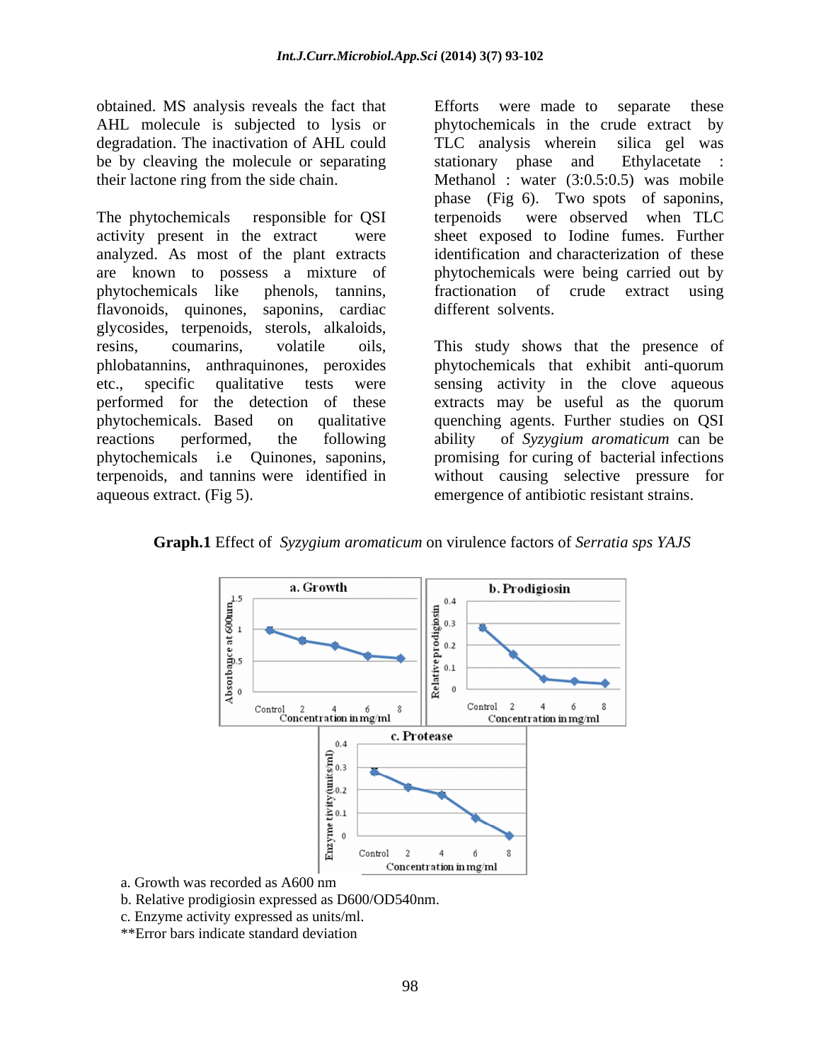obtained. MS analysis reveals the fact that AHL molecule is subjected to lysis or degradation. The inactivation of AHL could be by cleaving the molecule or separating their lactone ring from the side chain.

The phytochemicals responsible for QSI activity present in the extract were analyzed. As most of the plant extracts are known to possess a mixture of phytochemicals like phenols, tannins, flavonoids, quinones, saponins, cardiac glycosides, terpenoids, sterols, alkaloids, resins, coumarins, volatile oils, phlobatannins, anthraquinones, peroxides etc., specific qualitative tests were performed for the detection of these phytochemicals. Based on qualitative reactions performed, the following phytochemicals i.e Quinones, saponins, terpenoids, and tannins were identified in aqueous extract. (Fig 5).

Efforts were made to separate these phytochemicals in the crude extract by TLC analysis wherein silica gel was stationary phase and Ethylacetate : Methanol : water (3:0.5:0.5) was mobile phase (Fig 6). Two spots of saponins, terpenoids were observed when TLC sheet exposed to Iodine fumes. Further identification and characterization of these phytochemicals were being carried out by fractionation of crude extract using different solvents.

This study shows that the presence of phytochemicals that exhibit anti-quorum sensing activity in the clove aqueous extracts may be useful as the quorum quenching agents. Further studies on QSI ability of *Syzygium aromaticum* can be promising for curing of bacterial infections without causing selective pressure for emergence of antibiotic resistant strains.

**Graph.1** Effect of *Syzygium aromaticum* on virulence factors of *Serratia sps YAJS*

a. Growth was recorded as A600 nm

b. Relative prodigiosin expressed as D600/OD540nm.

c. Enzyme activity expressed as units/ml.

**Error bars indicate standard deviation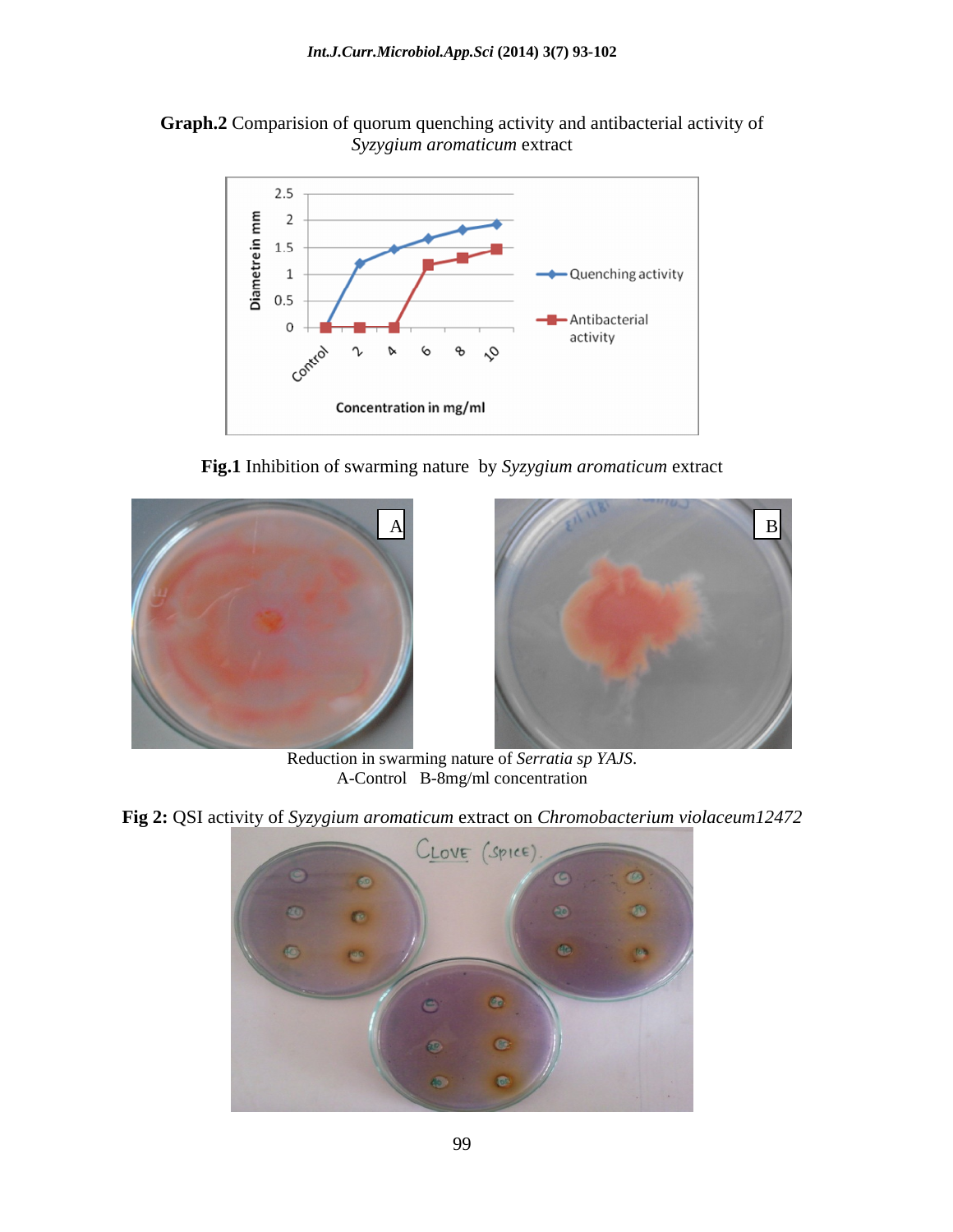**Graph.2** Comparision of quorum quenching activity and antibacterial activity of *Syzygium aromaticum* extract

**Fig.1** Inhibition of swarming nature by *Syzygium aromaticum* extract

Reduction in swarming nature of *Serratia sp YAJS*.
A-Control B-8mg/ml concentration

**Fig 2:** QSI activity of *Syzygium aromaticum* extract on *Chromobacterium violaceum12472*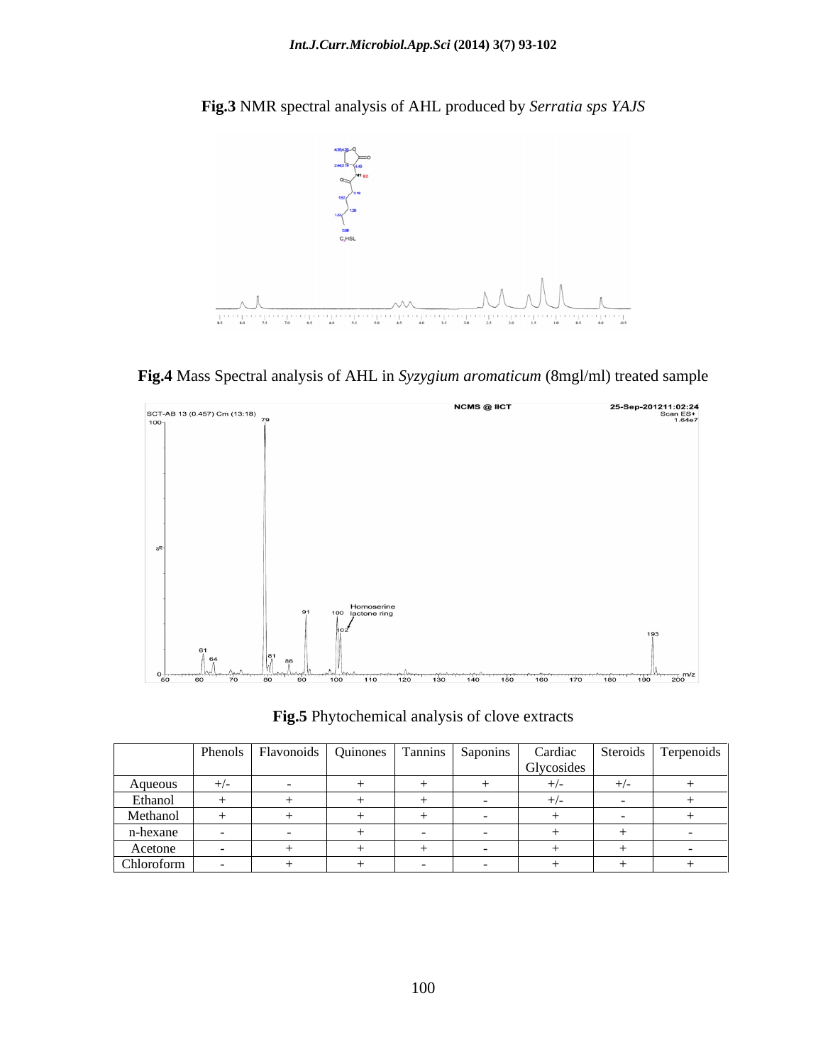**Fig.3** NMR spectral analysis of AHL produced by *Serratia sps YAJS*

**Fig.4** Mass Spectral analysis of AHL in *Syzygium aromaticum* (8mgl/ml) treated sample

**Fig.5** Phytochemical analysis of clove extracts

| | Phenols | Flavonoids | Quinones | Tannins | Saponins | Cardiac Glycosides | Steroids | Terpenoids |
|---|---|---|---|---|---|---|---|---|
| Aqueous | +/- | - | + | + | + | +/- | +/- | + |
| Ethanol | + | + | + | + | - | +/- | - | + |
| Methanol | + | + | + | + | - | + | - | + |
| n-hexane | - | - | + | - | - | + | + | - |
| Acetone | - | + | + | + | - | + | + | - |
| Chloroform | - | + | + | - | - | + | + | + |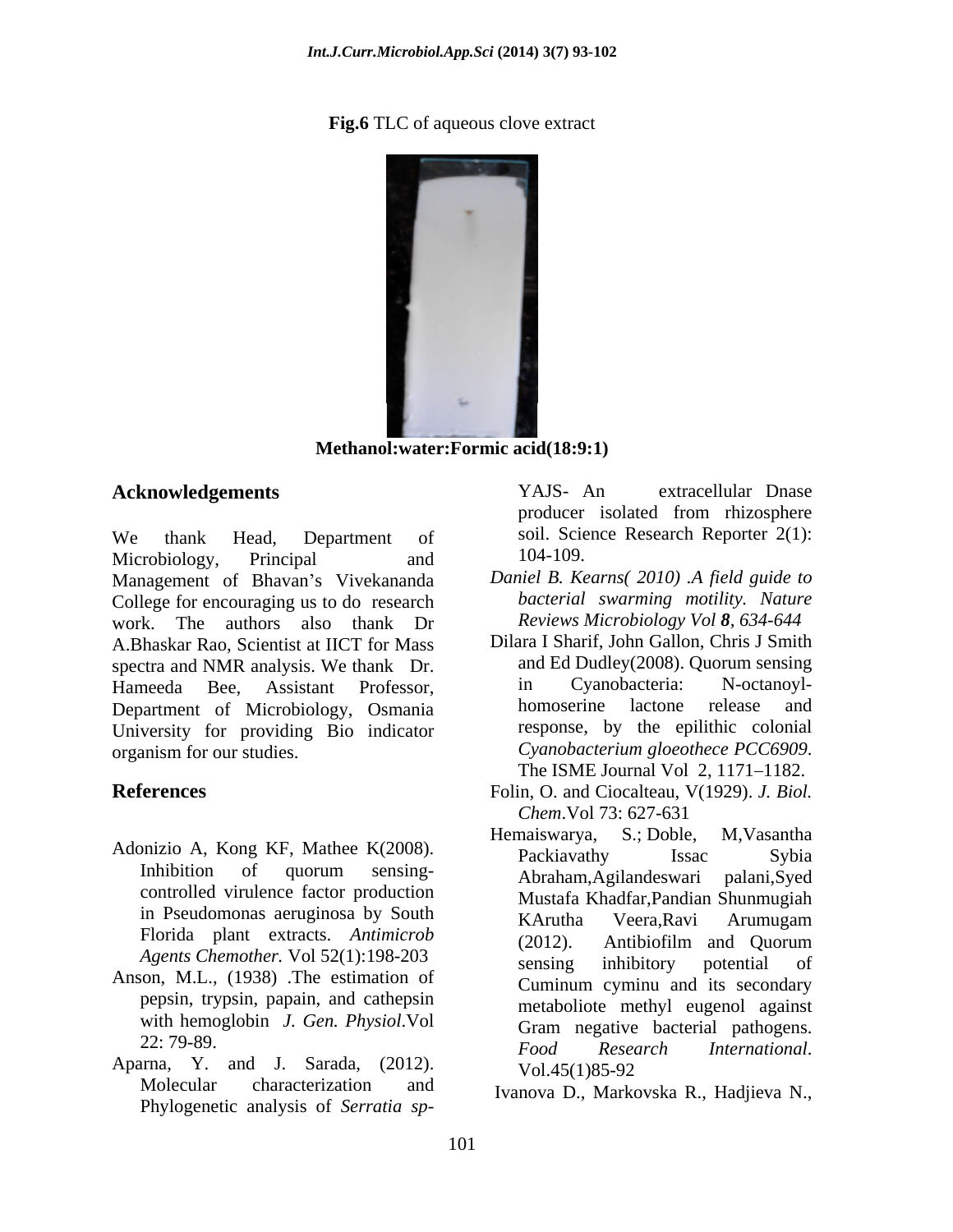**Fig.6** TLC of aqueous clove extract

**Methanol:water:Formic acid(18:9:1)**

## Acknowledgements

We thank Head, Department of Microbiology, Principal and Management of Bhavan's Vivekananda College for encouraging us to do research work. The authors also thank Dr A.Bhaskar Rao, Scientist at IICT for Mass spectra and NMR analysis. We thank Dr. Hameeda Bee, Assistant Professor, Department of Microbiology, Osmania University for providing Bio indicator organism for our studies.

## References

Adonizio A, Kong KF, Mathee K(2008). Inhibition of quorum sensing-controlled virulence factor production in Pseudomonas aeruginosa by South Florida plant extracts. *Antimicrob Agents Chemother.* Vol 52(1):198-203

Anson, M.L., (1938) .The estimation of pepsin, trypsin, papain, and cathepsin with hemoglobin *J. Gen. Physiol*.Vol 22: 79-89.

Aparna, Y. and J. Sarada, (2012). Molecular characterization and Phylogenetic analysis of *Serratia sp*-YAJS- An extracellular Dnase producer isolated from rhizosphere soil. Science Research Reporter 2(1): 104-109.

*Daniel B. Kearns( 2010) .A field guide to bacterial swarming motility. Nature Reviews Microbiology Vol **8**, 634-644*

Dilara I Sharif, John Gallon, Chris J Smith and Ed Dudley(2008). Quorum sensing in Cyanobacteria: N-octanoyl-homoserine lactone release and response, by the epilithic colonial *Cyanobacterium gloeothece PCC6909*. The ISME Journal Vol 2, 1171–1182.

Folin, O. and Ciocalteau, V(1929). *J. Biol. Chem*.Vol 73: 627-631

Hemaiswarya, S.; Doble, M,Vasantha Packiavathy Issac Sybia Abraham,Agilandeswari palani,Syed Mustafa Khadfar,Pandian Shunmugiah KArutha Veera,Ravi Arumugam (2012). Antibiofilm and Quorum sensing inhibitory potential of Cuminum cyminu and its secondary metaboliote methyl eugenol against Gram negative bacterial pathogens. *Food Research International*. Vol.45(1)85-92

Ivanova D., Markovska R., Hadjieva N.,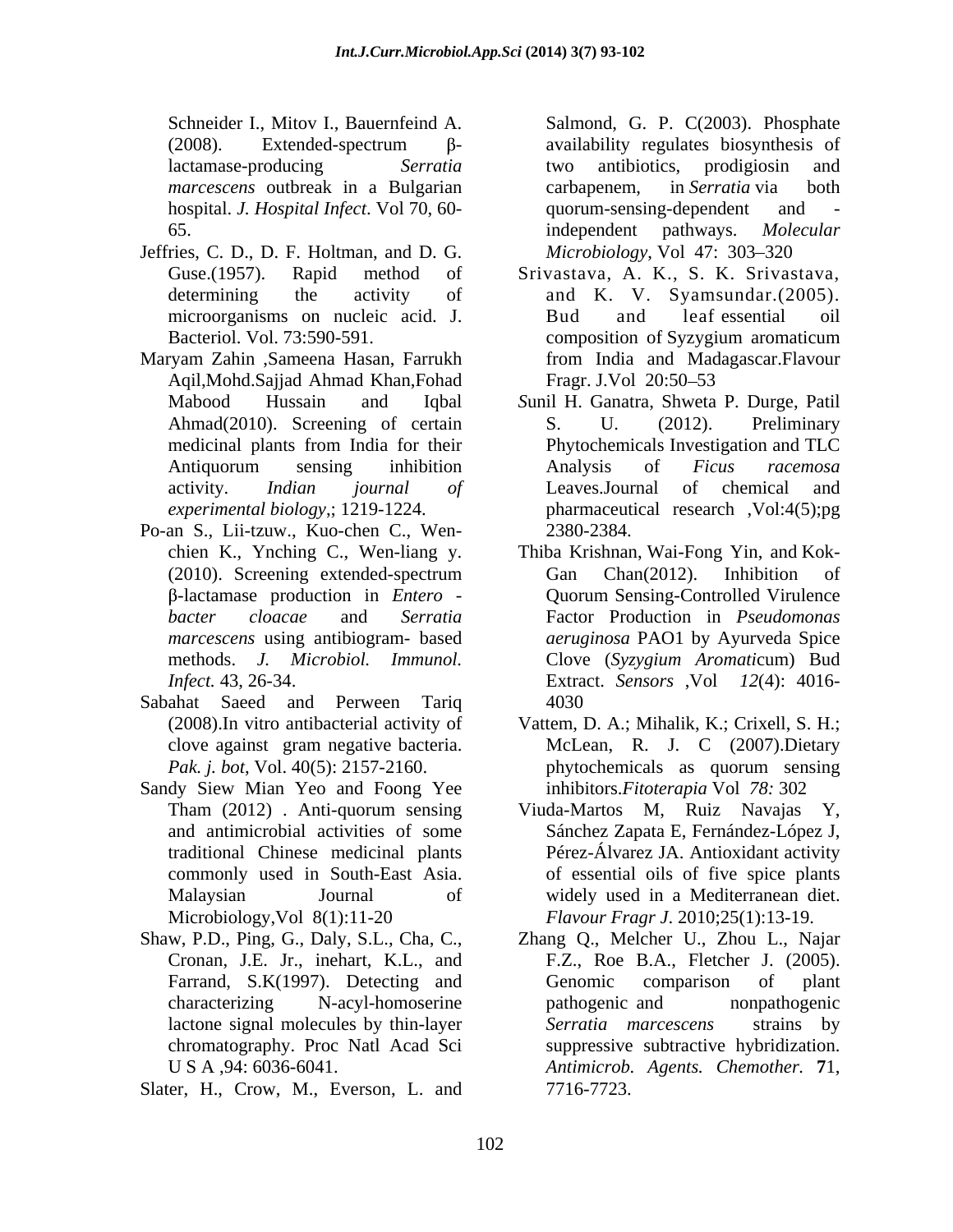Schneider I., Mitov I., Bauernfeind A. (2008). Extended-spectrum β-lactamase-producing *Serratia marcescens* outbreak in a Bulgarian hospital. *J. Hospital Infect*. Vol 70, 60-65.

Jeffries, C. D., D. F. Holtman, and D. G. Guse.(1957). Rapid method of determining the activity of microorganisms on nucleic acid. J. Bacteriol. Vol. 73:590-591.

Maryam Zahin ,Sameena Hasan, Farrukh Aqil,Mohd.Sajjad Ahmad Khan,Fohad Mabood Hussain and Iqbal Ahmad(2010). Screening of certain medicinal plants from India for their Antiquorum sensing inhibition activity. *Indian journal of experimental biology*,; 1219-1224.

Po-an S., Lii-tzuw., Kuo-chen C., Wen-chien K., Ynching C., Wen-liang y. (2010). Screening extended-spectrum β-lactamase production in *Entero - bacter cloacae* and *Serratia marcescens* using antibiogram- based methods. *J. Microbiol. Immunol. Infect.* 43, 26-34.

Sabahat Saeed and Perween Tariq (2008).In vitro antibacterial activity of clove against gram negative bacteria. *Pak. j. bot*, Vol. 40(5): 2157-2160.

Sandy Siew Mian Yeo and Foong Yee Tham (2012) . Anti-quorum sensing and antimicrobial activities of some traditional Chinese medicinal plants commonly used in South-East Asia. Malaysian Journal of Microbiology,Vol 8(1):11-20

Shaw, P.D., Ping, G., Daly, S.L., Cha, C., Cronan, J.E. Jr., inehart, K.L., and Farrand, S.K(1997). Detecting and characterizing N-acyl-homoserine lactone signal molecules by thin-layer chromatography. Proc Natl Acad Sci U S A ,94: 6036-6041.

Slater, H., Crow, M., Everson, L. and Salmond, G. P. C(2003). Phosphate availability regulates biosynthesis of two antibiotics, prodigiosin and carbapenem, in *Serratia* via both quorum-sensing-dependent and -independent pathways. *Molecular Microbiology*, Vol 47: 303–320

Srivastava, A. K., S. K. Srivastava, and K. V. Syamsundar.(2005). Bud and leaf essential oil composition of Syzygium aromaticum from India and Madagascar.Flavour Fragr. J.Vol 20:50–53

Sunil H. Ganatra, Shweta P. Durge, Patil S. U. (2012). Preliminary Phytochemicals Investigation and TLC Analysis of *Ficus racemosa* Leaves.Journal of chemical and pharmaceutical research ,Vol:4(5);pg 2380-2384.

Thiba Krishnan, Wai-Fong Yin, and Kok-Gan Chan(2012). Inhibition of Quorum Sensing-Controlled Virulence Factor Production in *Pseudomonas aeruginosa* PAO1 by Ayurveda Spice Clove (*Syzygium Aromati*cum) Bud Extract. *Sensors* ,Vol *12*(4): 4016-4030

Vattem, D. A.; Mihalik, K.; Crixell, S. H.; McLean, R. J. C (2007).Dietary phytochemicals as quorum sensing inhibitors.*Fitoterapia* Vol *78:* 302

Viuda-Martos M, Ruiz Navajas Y, Sánchez Zapata E, Fernández-López J, Pérez-Álvarez JA. Antioxidant activity of essential oils of five spice plants widely used in a Mediterranean diet. *Flavour Fragr J*. 2010;25(1):13-19.

Zhang Q., Melcher U., Zhou L., Najar F.Z., Roe B.A., Fletcher J. (2005). Genomic comparison of plant pathogenic and nonpathogenic *Serratia marcescens* strains by suppressive subtractive hybridization. *Antimicrob. Agents. Chemother.* **7**1, 7716-7723.